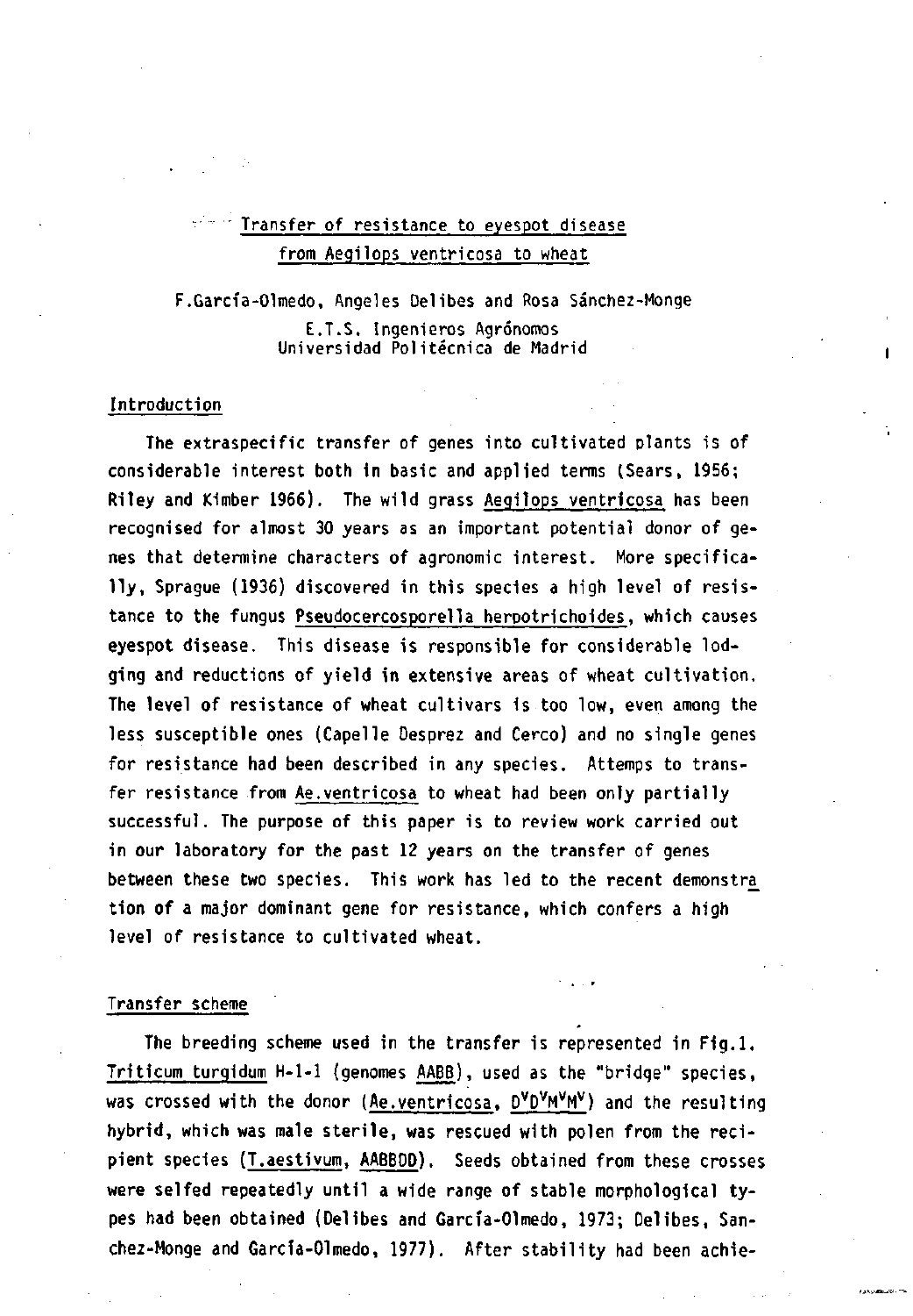# Transfer of resistance to eyespot disease from Aegilops ventricosa to wheat

F.García-Olmedo, Angeles Delibes and Rosa Sánchez-Monge

E.T.S. Ingenieros Agrónomos
Universidad Politécnica de Madrid

## Introduction

The extraspecific transfer of genes into cultivated plants is of considerable interest both in basic and applied terms (Sears, 1956; Riley and Kimber 1966). The wild grass Aegilops ventricosa has been recognised for almost 30 years as an important potential donor of genes that determine characters of agronomic interest. More specifically, Sprague (1936) discovered in this species a high level of resistance to the fungus Pseudocercosporella herpotrichoides, which causes eyespot disease. This disease is responsible for considerable lodging and reductions of yield in extensive areas of wheat cultivation. The level of resistance of wheat cultivars is too low, even among the less susceptible ones (Capelle Desprez and Cerco) and no single genes for resistance had been described in any species. Attemps to transfer resistance from Ae.ventricosa to wheat had been only partially successful. The purpose of this paper is to review work carried out in our laboratory for the past 12 years on the transfer of genes between these two species. This work has led to the recent demonstration of a major dominant gene for resistance, which confers a high level of resistance to cultivated wheat.

## Transfer scheme

The breeding scheme used in the transfer is represented in Fig.1. Triticum turgidum H-1-1 (genomes AABB), used as the "bridge" species, was crossed with the donor (Ae.ventricosa, $D^vD^vM^vM^v$) and the resulting hybrid, which was male sterile, was rescued with polen from the recipient species (T.aestivum, AABBDD). Seeds obtained from these crosses were selfed repeatedly until a wide range of stable morphological types had been obtained (Delibes and García-Olmedo, 1973; Delibes, Sanchez-Monge and García-Olmedo, 1977). After stability had been achie-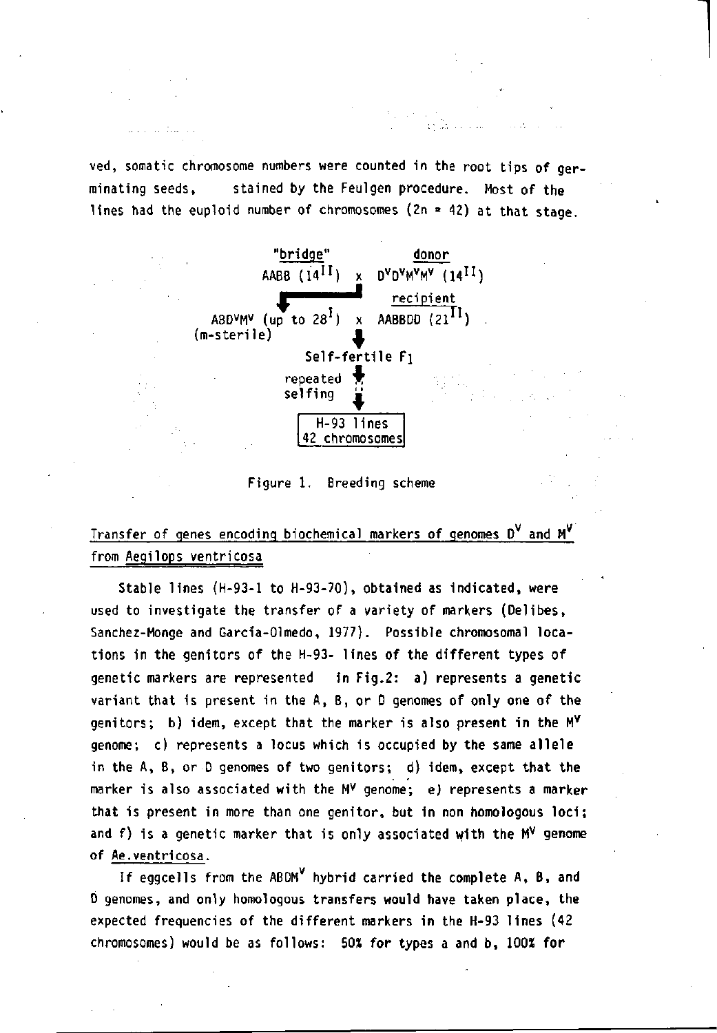ved, somatic chromosome numbers were counted in the root tips of germinating seeds, stained by the Feulgen procedure. Most of the lines had the euploid number of chromosomes (2n = 42) at that stage.

"bridge"
AABB ($14^{II}$) x $D^vD^vM^vM^v$ ($14^{II}$)
donor
recipient
$ABD^vM^v$ (up to $28^I$) x AABBDD ($21^{II}$)
(m-sterile)
Self-fertile $F_1$
repeated selfing
H-93 lines
42 chromosomes

Figure 1. Breeding scheme

## Transfer of genes encoding biochemical markers of genomes $D^v$ and $M^v$ from *Aegilops ventricosa*

Stable lines (H-93-1 to H-93-70), obtained as indicated, were used to investigate the transfer of a variety of markers (Delibes, Sanchez-Monge and García-Olmedo, 1977). Possible chromosomal locations in the genitors of the H-93- lines of the different types of genetic markers are represented in Fig.2: a) represents a genetic variant that is present in the A, B, or D genomes of only one of the genitors; b) idem, except that the marker is also present in the $M^v$ genome; c) represents a locus which is occupied by the same allele in the A, B, or D genomes of two genitors; d) idem, except that the marker is also associated with the $M^v$ genome; e) represents a marker that is present in more than one genitor, but in non homologous loci; and f) is a genetic marker that is only associated with the $M^v$ genome of *Ae.ventricosa*.

If eggcells from the $ABDM^v$ hybrid carried the complete A, B, and D genomes, and only homologous transfers would have taken place, the expected frequencies of the different markers in the H-93 lines (42 chromosomes) would be as follows: 50% for types a and b, 100% for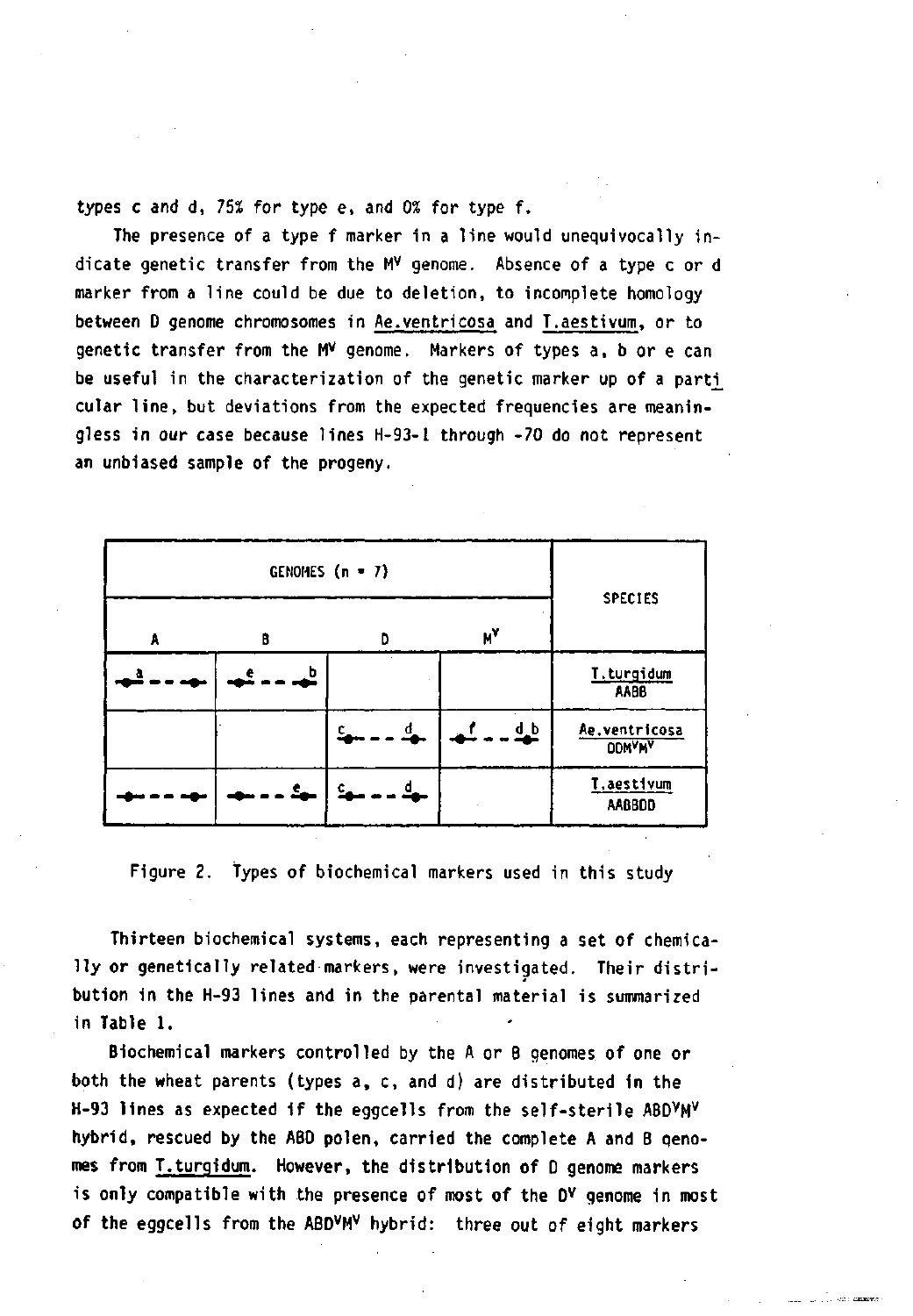types c and d, 75% for type e, and 0% for type f.

The presence of a type f marker in a line would unequivocally indicate genetic transfer from the $M^V$ genome. Absence of a type c or d marker from a line could be due to deletion, to incomplete homology between D genome chromosomes in _Ae.ventricosa_ and _T.aestivum_, or to genetic transfer from the $M^V$ genome. Markers of types a, b or e can be useful in the characterization of the genetic marker up of a particular line, but deviations from the expected frequencies are meaningless in our case because lines H-93-1 through -70 do not represent an unbiased sample of the progeny.

| GENOMES (n = 7) | | | | SPECIES |
|---|---|---|---|---|
| A | B | D | $M^V$ | |
| a - - - | e - - - b | | | _T.turgidum_ AABB |
| | | c - - - d | f - - - d b | _Ae.ventricosa_ $DDM^VM^V$ |
| - - - | - - - e | c - - - d | | _T.aestivum_ AABBDD |

Figure 2. Types of biochemical markers used in this study

Thirteen biochemical systems, each representing a set of chemically or genetically related markers, were investigated. Their distribution in the H-93 lines and in the parental material is summarized in Table 1.

Biochemical markers controlled by the A or B genomes of one or both the wheat parents (types a, c, and d) are distributed in the H-93 lines as expected if the eggcells from the self-sterile $ABD^VM^V$ hybrid, rescued by the ABD polen, carried the complete A and B genomes from _T.turgidum_. However, the distribution of D genome markers is only compatible with the presence of most of the $D^V$ genome in most of the eggcells from the $ABD^VM^V$ hybrid: three out of eight markers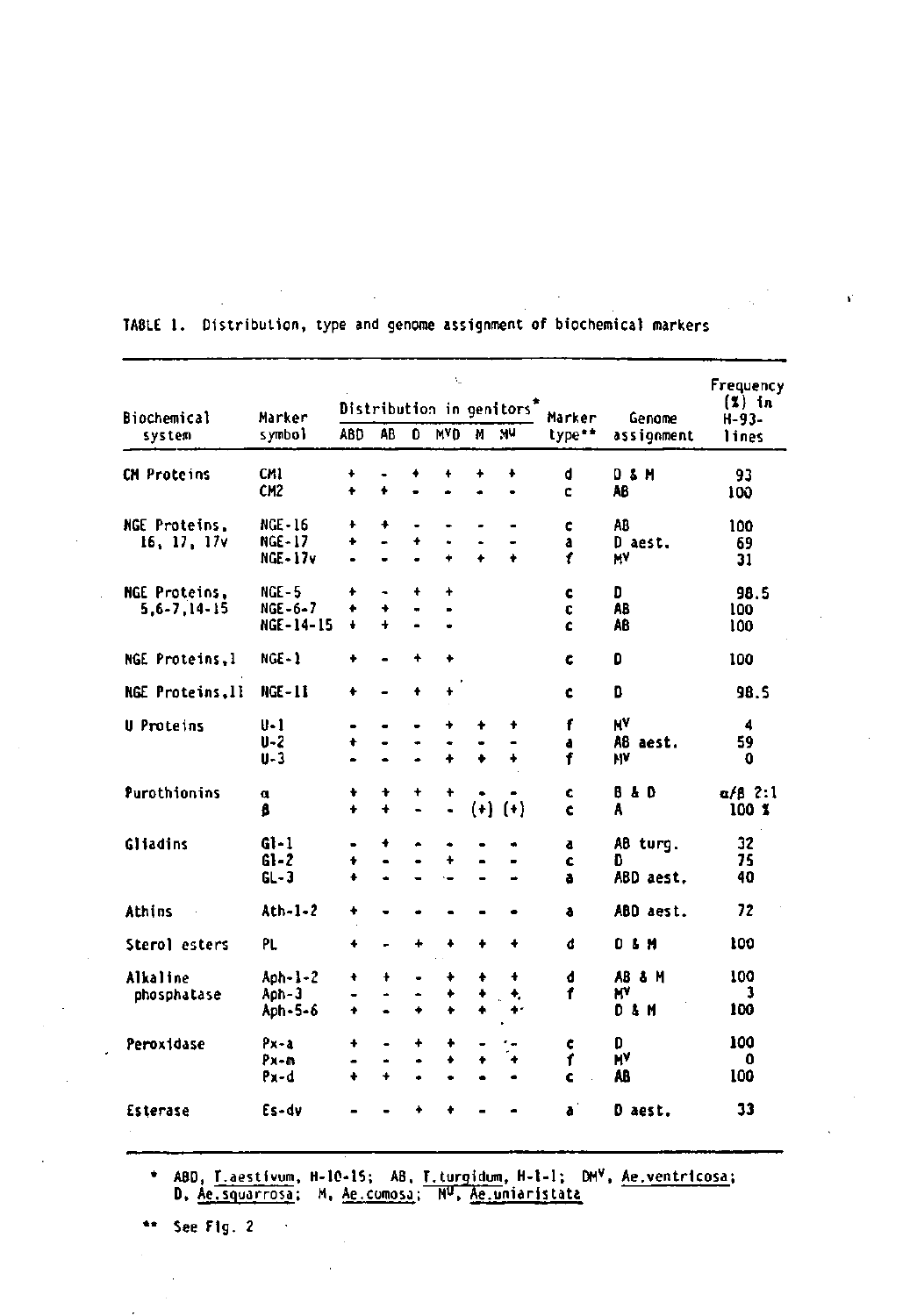TABLE 1. Distribution, type and genome assignment of biochemical markers

| Biochemical system | Marker symbol | Distribution in genitors* | | | | | | Marker type** | Genome assignment | Frequency (%) in H-93-lines |
|---|---|---|---|---|---|---|---|---|---|---|
| | | ABD | AB | D | $M^vD$ | M | $M^u$ | | | |
| CM Proteins | CM1 | + | - | + | + | + | + | d | D & M | 93 |
| | CM2 | + | + | - | - | - | - | c | AB | 100 |
| NGE Proteins, 16, 17, 17v | NGE-16 | + | + | - | - | - | - | c | AB | 100 |
| | NGE-17 | + | - | + | - | - | - | a | D aest. | 69 |
| | NGE-17v | - | - | - | + | + | + | f | $M^v$ | 31 |
| NGE Proteins, 5,6-7,14-15 | NGE-5 | + | - | + | + | | | c | D | 98.5 |
| | NGE-6-7 | + | + | - | - | | | c | AB | 100 |
| | NGE-14-15 | + | + | - | - | | | c | AB | 100 |
| NGE Proteins,1 | NGE-1 | + | - | + | + | | | c | D | 100 |
| NGE Proteins,11 | NGE-11 | + | - | + | + | | | c | D | 98.5 |
| U Proteins | U-1 | - | - | - | + | + | + | f | $M^v$ | 4 |
| | U-2 | + | - | - | - | - | - | a | AB aest. | 59 |
| | U-3 | - | - | - | + | + | + | f | $M^v$ | 0 |
| Purothionins | α | + | + | + | + | - | - | c | B & D | α/β 2:1 |
| | β | + | + | - | - | (+) | (+) | c | A | 100 % |
| Gliadins | Gl-1 | - | + | - | - | - | - | a | AB turg. | 32 |
| | Gl-2 | + | - | - | + | - | - | c | D | 75 |
| | GL-3 | + | - | - | - | - | - | a | ABD aest. | 40 |
| Athins | Ath-1-2 | + | - | - | - | - | - | a | ABD aest. | 72 |
| Sterol esters | PL | + | - | + | + | + | + | d | D & M | 100 |
| Alkaline phosphatase | Aph-1-2 | + | + | - | + | + | + | d | AB & M | 100 |
| | Aph-3 | - | - | - | + | + | + | f | $M^v$ | 3 |
| | Aph-5-6 | + | - | + | + | + | + | | D & M | 100 |
| Peroxidase | Px-a | + | - | + | + | - | - | c | D | 100 |
| | Px-m | - | - | - | + | + | + | f | $M^v$ | 0 |
| | Px-d | + | + | - | - | - | - | c | AB | 100 |
| Esterase | Es-dv | - | - | + | + | - | - | a | D aest. | 33 |

\* ABD, *T.aestivum*, H-10-15; AB, *T.turgidum*, H-1-1; $DM^v$, *Ae.ventricosa*; D, *Ae.squarrosa*; M, *Ae.comosa*; $M^u$, *Ae.uniaristata*

\*\* See Fig. 2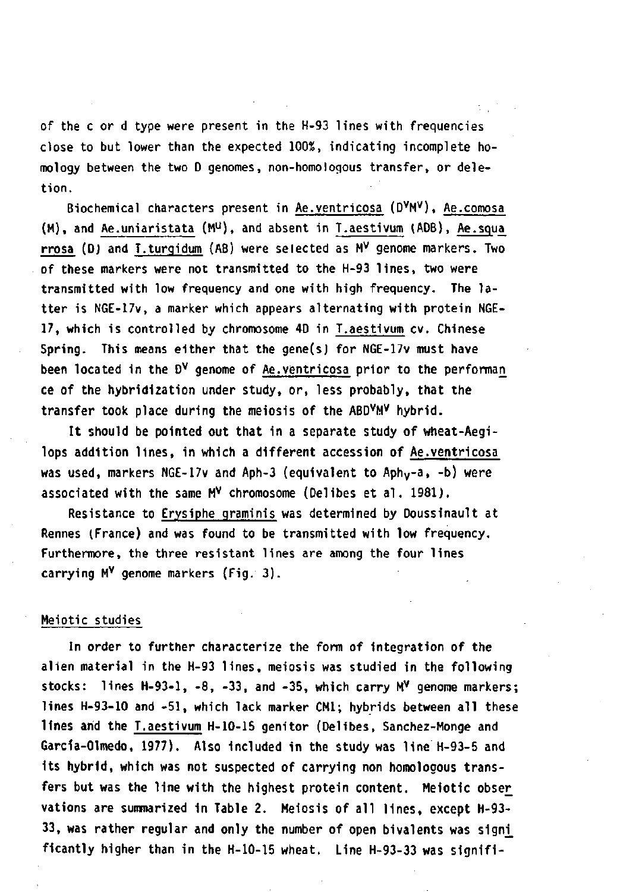of the c or d type were present in the H-93 lines with frequencies close to but lower than the expected 100%, indicating incomplete homology between the two D genomes, non-homologous transfer, or deletion.

Biochemical characters present in *Ae.ventricosa* ($D^vM^v$), *Ae.comosa* (M), and *Ae.uniaristata* ($M^u$), and absent in *T.aestivum* (ADB), *Ae.squarrosa* (D) and *T.turgidum* (AB) were selected as $M^v$ genome markers. Two of these markers were not transmitted to the H-93 lines, two were transmitted with low frequency and one with high frequency. The latter is NGE-17v, a marker which appears alternating with protein NGE-17, which is controlled by chromosome 4D in *T.aestivum* cv. Chinese Spring. This means either that the gene(s) for NGE-17v must have been located in the $D^v$ genome of *Ae.ventricosa* prior to the performance of the hybridization under study, or, less probably, that the transfer took place during the meiosis of the $ABD^vM^v$ hybrid.

It should be pointed out that in a separate study of wheat-Aegilops addition lines, in which a different accession of *Ae.ventricosa* was used, markers NGE-17v and Aph-3 (equivalent to $Aph_v$-a, -b) were associated with the same $M^v$ chromosome (Delibes et al. 1981).

Resistance to *Erysiphe graminis* was determined by Doussinault at Rennes (France) and was found to be transmitted with low frequency. Furthermore, the three resistant lines are among the four lines carrying $M^v$ genome markers (Fig. 3).

## Meiotic studies

In order to further characterize the form of integration of the alien material in the H-93 lines, meiosis was studied in the following stocks: lines H-93-1, -8, -33, and -35, which carry $M^v$ genome markers; lines H-93-10 and -51, which lack marker CM1; hybrids between all these lines and the *T.aestivum* H-10-15 genitor (Delibes, Sanchez-Monge and García-Olmedo, 1977). Also included in the study was line H-93-5 and its hybrid, which was not suspected of carrying non homologous transfers but was the line with the highest protein content. Meiotic observations are summarized in Table 2. Meiosis of all lines, except H-93-33, was rather regular and only the number of open bivalents was significantly higher than in the H-10-15 wheat. Line H-93-33 was signifi-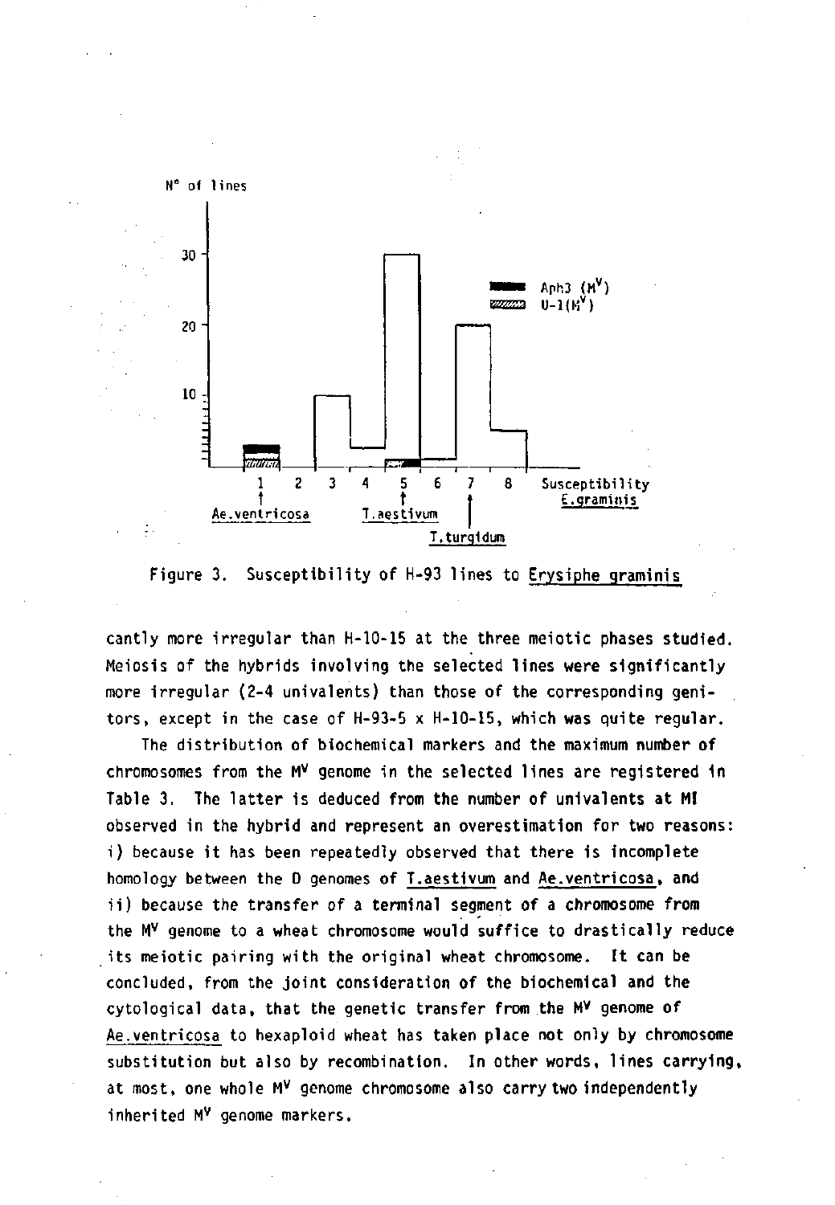N° of lines

30

20

10

Aph3 ($M^V$)

U-1($M^V$)

1 2 3 4 5 6 7 8 Susceptibility

*E.graminis*

*Ae.ventricosa*

*T.aestivum*

*T.turgidum*

Figure 3. Susceptibility of H-93 lines to *Erysiphe graminis*

cantly more irregular than H-10-15 at the three meiotic phases studied. Meiosis of the hybrids involving the selected lines were significantly more irregular (2-4 univalents) than those of the corresponding genitors, except in the case of H-93-5 x H-10-15, which was quite regular.

The distribution of biochemical markers and the maximum number of chromosomes from the $M^V$ genome in the selected lines are registered in Table 3. The latter is deduced from the number of univalents at MI observed in the hybrid and represent an overestimation for two reasons: i) because it has been repeatedly observed that there is incomplete homology between the D genomes of *T.aestivum* and *Ae.ventricosa*, and ii) because the transfer of a terminal segment of a chromosome from the $M^V$ genome to a wheat chromosome would suffice to drastically reduce its meiotic pairing with the original wheat chromosome. It can be concluded, from the joint consideration of the biochemical and the cytological data, that the genetic transfer from the $M^V$ genome of *Ae.ventricosa* to hexaploid wheat has taken place not only by chromosome substitution but also by recombination. In other words, lines carrying, at most, one whole $M^V$ genome chromosome also carry two independently inherited $M^V$ genome markers.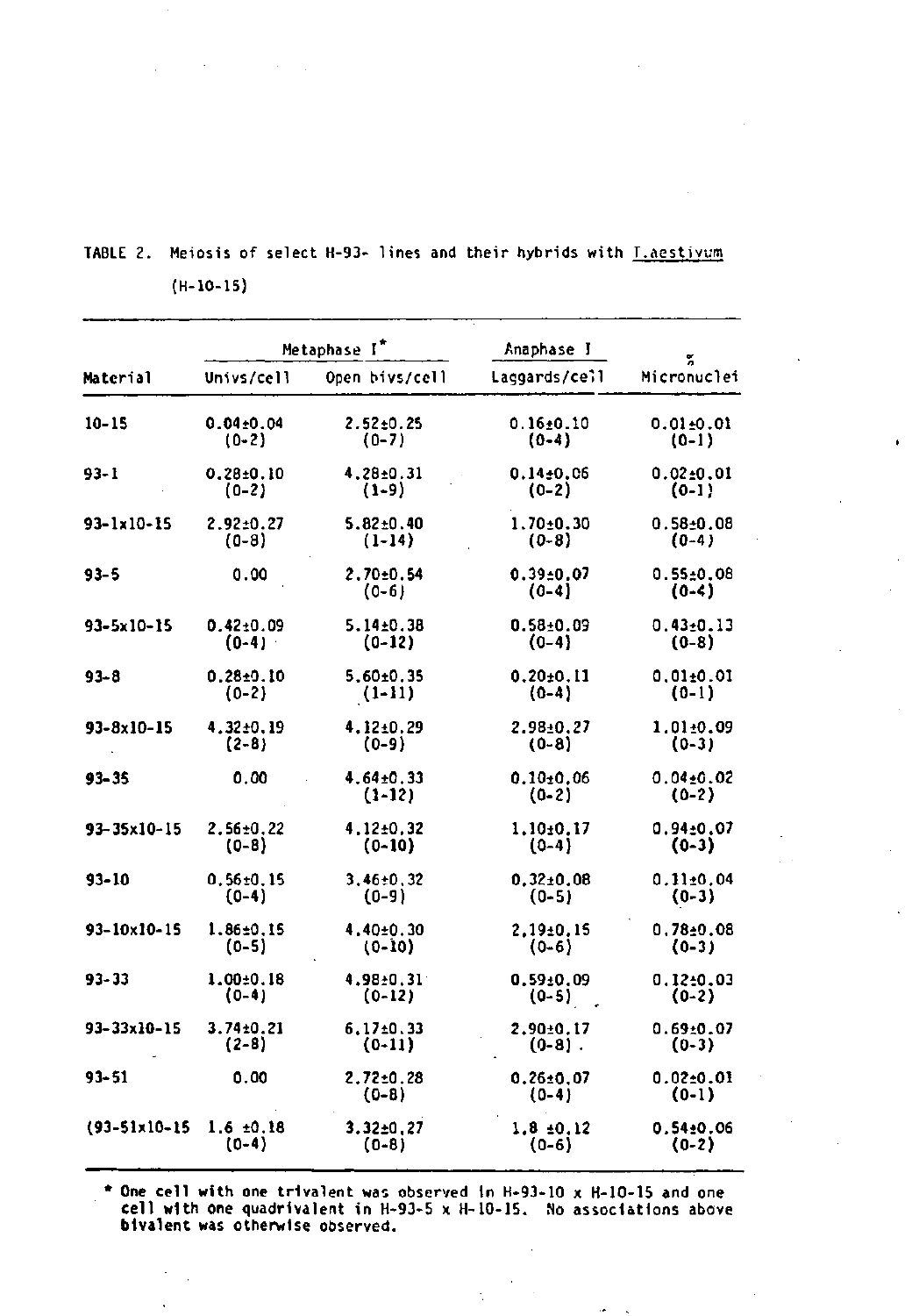TABLE 2. Meiosis of select H-93- lines and their hybrids with *T.aestivum* (H-10-15)

| Material | Metaphase I* | | Anaphase I | % |
|---|---|---|---|---|
| | Univs/cell | Open bivs/cell | Laggards/cell | Micronuclei |
| 10-15 | 0.04±0.04 (0-2) | 2.52±0.25 (0-7) | 0.16±0.10 (0-4) | 0.01±0.01 (0-1) |
| 93-1 | 0.28±0.10 (0-2) | 4.28±0.31 (1-9) | 0.14±0.06 (0-2) | 0.02±0.01 (0-1) |
| 93-1x10-15 | 2.92±0.27 (0-8) | 5.82±0.40 (1-14) | 1.70±0.30 (0-8) | 0.58±0.08 (0-4) |
| 93-5 | 0.00 | 2.70±0.54 (0-6) | 0.39±0.07 (0-4) | 0.55±0.08 (0-4) |
| 93-5x10-15 | 0.42±0.09 (0-4) | 5.14±0.38 (0-12) | 0.58±0.09 (0-4) | 0.43±0.13 (0-8) |
| 93-8 | 0.28±0.10 (0-2) | 5.60±0.35 (1-11) | 0.20±0.11 (0-4) | 0.01±0.01 (0-1) |
| 93-8x10-15 | 4.32±0.19 (2-8) | 4.12±0.29 (0-9) | 2.98±0.27 (0-8) | 1.01±0.09 (0-3) |
| 93-35 | 0.00 | 4.64±0.33 (1-12) | 0.10±0.06 (0-2) | 0.04±0.02 (0-2) |
| 93-35x10-15 | 2.56±0.22 (0-8) | 4.12±0.32 (0-10) | 1.10±0.17 (0-4) | 0.94±0.07 (0-3) |
| 93-10 | 0.56±0.15 (0-4) | 3.46±0.32 (0-9) | 0.32±0.08 (0-5) | 0.11±0.04 (0-3) |
| 93-10x10-15 | 1.86±0.15 (0-5) | 4.40±0.30 (0-10) | 2.19±0.15 (0-6) | 0.78±0.08 (0-3) |
| 93-33 | 1.00±0.18 (0-4) | 4.98±0.31 (0-12) | 0.59±0.09 (0-5) | 0.12±0.03 (0-2) |
| 93-33x10-15 | 3.74±0.21 (2-8) | 6.17±0.33 (0-11) | 2.90±0.17 (0-8) | 0.69±0.07 (0-3) |
| 93-51 | 0.00 | 2.72±0.28 (0-8) | 0.26±0.07 (0-4) | 0.02±0.01 (0-1) |
| (93-51x10-15 | 1.6 ±0.18 (0-4) | 3.32±0.27 (0-8) | 1.8 ±0.12 (0-6) | 0.54±0.06 (0-2) |

\* One cell with one trivalent was observed in H-93-10 x H-10-15 and one cell with one quadrivalent in H-93-5 x H-10-15. No associations above bivalent was otherwise observed.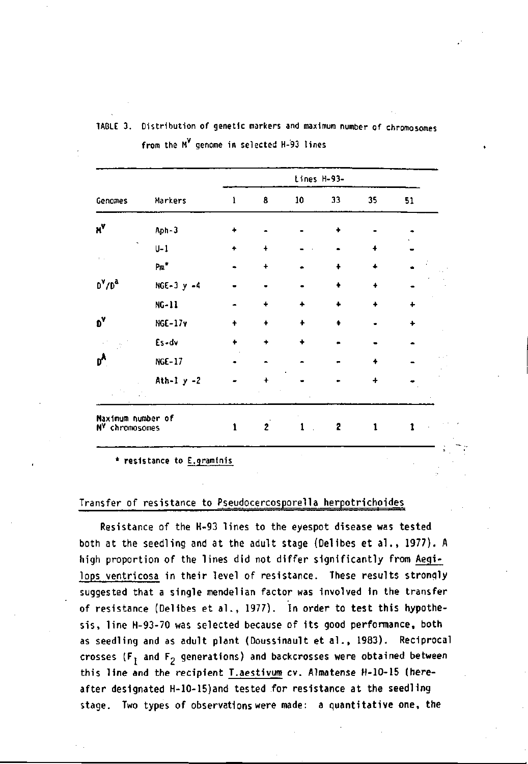TABLE 3. Distribution of genetic markers and maximum number of chromosomes from the $M^v$ genome in selected H-93 lines

| Genomes | Markers | Lines H-93- | | | | | |
|---|---|---|---|---|---|---|---|
| | | 1 | 8 | 10 | 33 | 35 | 51 |
| $M^v$ | Aph-3 | + | - | - | + | - | - |
| | U-1 | + | + | - | - | + | - |
| | Pm* | - | + | - | + | + | - |
| $D^v/D^a$ | NGE-3 y -4 | - | - | - | + | + | - |
| | NG-11 | - | + | + | + | + | + |
| $D^v$ | NGE-17v | + | + | + | + | - | + |
| | Es-dv | + | + | + | - | - | - |
| $D^A$ | NGE-17 | - | - | - | - | + | - |
| | Ath-1 y -2 | - | + | - | - | + | - |
| Maximum number of $M^v$ chromosomes | | 1 | 2 | 1 | 2 | 1 | 1 |

\* resistance to *E.graminis*

## Transfer of resistance to *Pseudocercosporella herpotrichoides*

Resistance of the H-93 lines to the eyespot disease was tested both at the seedling and at the adult stage (Delibes et al., 1977). A high proportion of the lines did not differ significantly from *Aegilops ventricosa* in their level of resistance. These results strongly suggested that a single mendelian factor was involved in the transfer of resistance (Delibes et al., 1977). In order to test this hypothesis, line H-93-70 was selected because of its good performance, both as seedling and as adult plant (Doussinault et al., 1983). Reciprocal crosses ($F_1$ and $F_2$ generations) and backcrosses were obtained between this line and the recipient *T.aestivum* cv. Almatense H-10-15 (hereafter designated H-10-15)and tested for resistance at the seedling stage. Two types of observations were made: a quantitative one, the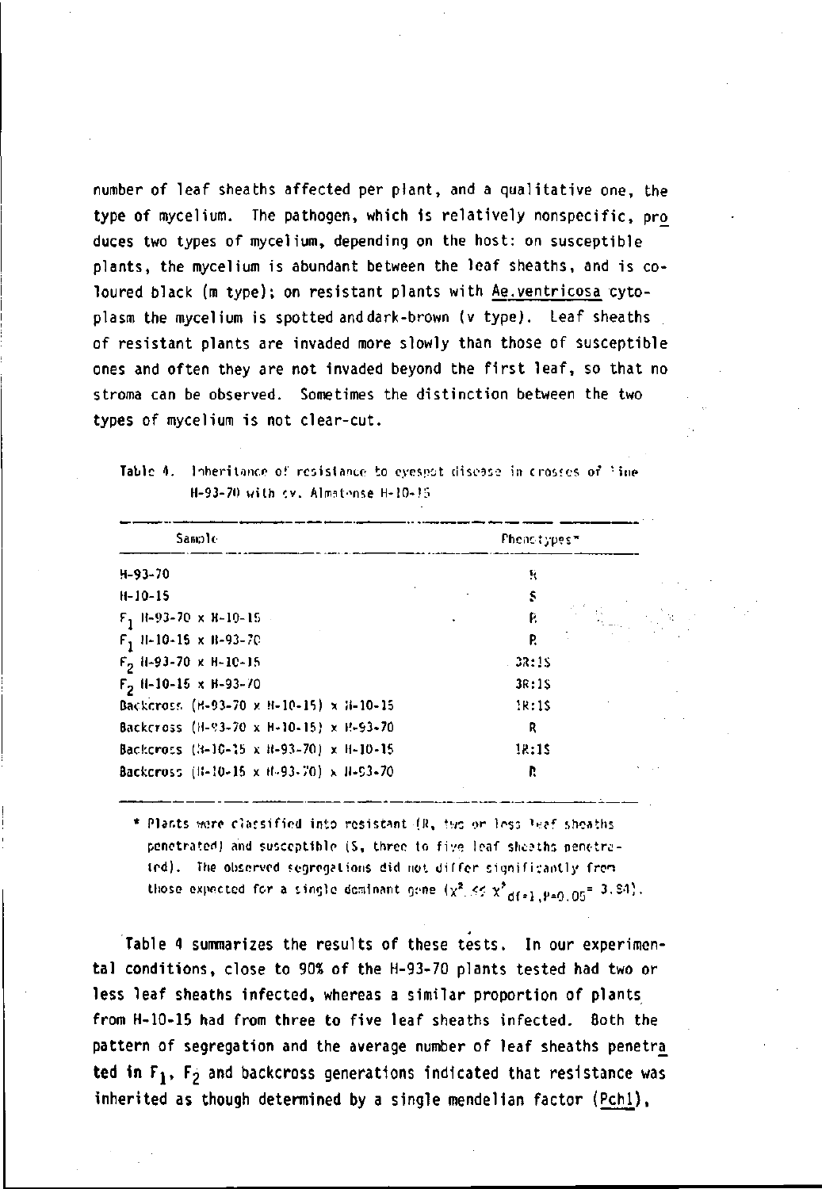number of leaf sheaths affected per plant, and a qualitative one, the type of mycelium. The pathogen, which is relatively nonspecific, produces two types of mycelium, depending on the host: on susceptible plants, the mycelium is abundant between the leaf sheaths, and is coloured black (m type); on resistant plants with _Ae.ventricosa_ cytoplasm the mycelium is spotted and dark-brown (v type). Leaf sheaths of resistant plants are invaded more slowly than those of susceptible ones and often they are not invaded beyond the first leaf, so that no stroma can be observed. Sometimes the distinction between the two types of mycelium is not clear-cut.

Table 4. Inheritance of resistance to eyespot disease in crosses of line H-93-70 with cv. Almatense H-10-15

| Sample | Phenotypes* |
|---|---|
| H-93-70 | R |
| H-10-15 | S |
| $F_1$ H-93-70 x H-10-15 | R |
| $F_1$ H-10-15 x H-93-70 | R |
| $F_2$ H-93-70 x H-10-15 | 3R:1S |
| $F_2$ H-10-15 x H-93-70 | 3R:1S |
| Backcross (H-93-70 x H-10-15) x H-10-15 | 1R:1S |
| Backcross (H-93-70 x H-10-15) x H-93-70 | R |
| Backcross (H-10-15 x H-93-70) x H-10-15 | 1R:1S |
| Backcross (H-10-15 x H-93-70) x H-93-70 | R |

\* Plants were classified into resistant (R, two or less leaf sheaths penetrated) and susceptible (S, three to five leaf sheaths penetrated). The observed segregations did not differ significantly from those expected for a single dominant gene ($\chi^2 \ll \chi^2_{df=1, P=0.05} = 3.84$).

Table 4 summarizes the results of these tests. In our experimental conditions, close to 90% of the H-93-70 plants tested had two or less leaf sheaths infected, whereas a similar proportion of plants from H-10-15 had from three to five leaf sheaths infected. Both the pattern of segregation and the average number of leaf sheaths penetrated in $F_1$, $F_2$ and backcross generations indicated that resistance was inherited as though determined by a single mendelian factor (_Pch1_),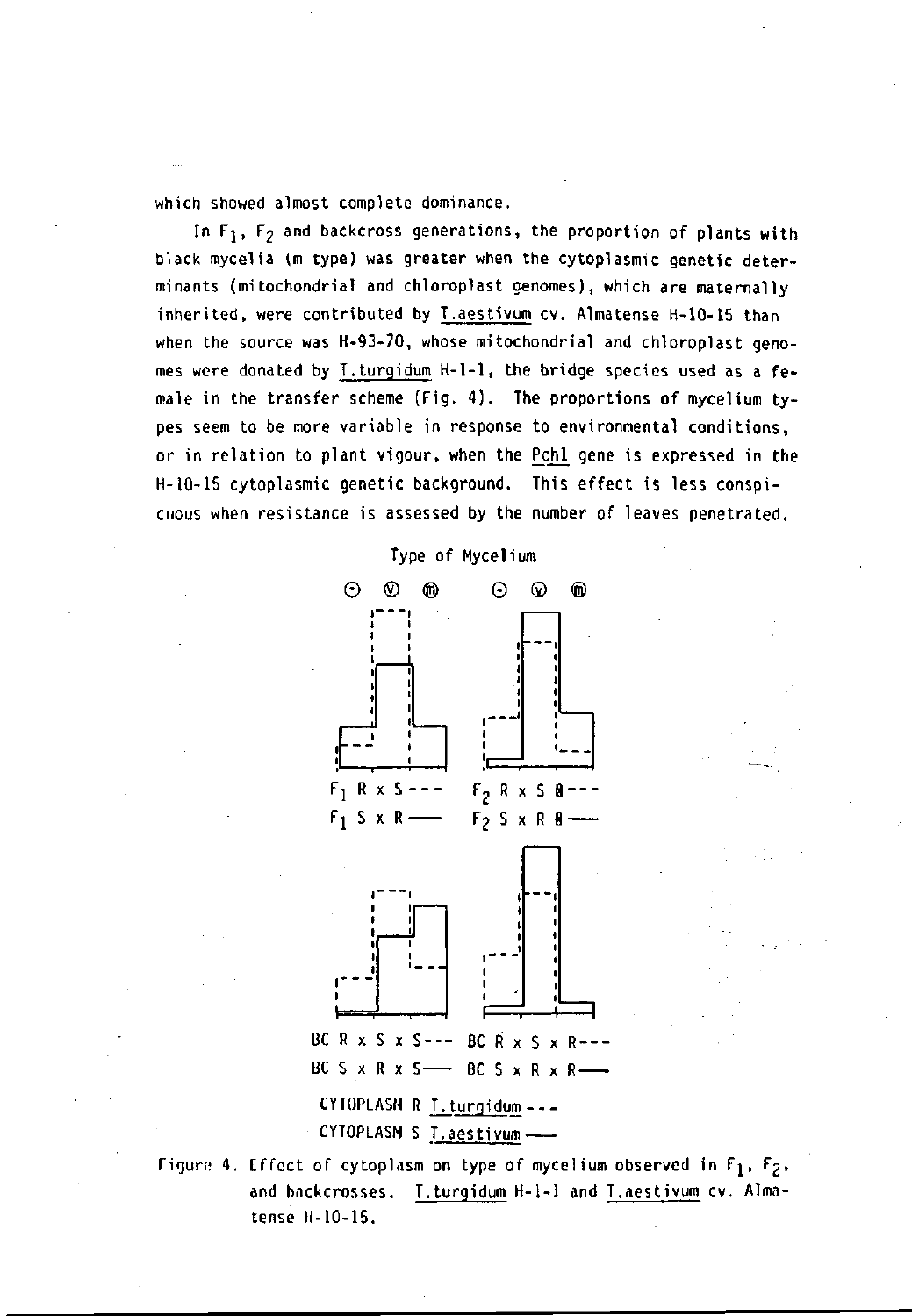which showed almost complete dominance.

In $F_1$, $F_2$ and backcross generations, the proportion of plants with black mycelia (m type) was greater when the cytoplasmic genetic determinants (mitochondrial and chloroplast genomes), which are maternally inherited, were contributed by T.aestivum cv. Almatense H-10-15 than when the source was H-93-70, whose mitochondrial and chloroplast genomes were donated by T.turgidum H-1-1, the bridge species used as a female in the transfer scheme (Fig. 4). The proportions of mycelium types seem to be more variable in response to environmental conditions, or in relation to plant vigour, when the Pch1 gene is expressed in the H-10-15 cytoplasmic genetic background. This effect is less conspicuous when resistance is assessed by the number of leaves penetrated.

Type of Mycelium

⊙ ⓥ ⓜ ⊙ ⓥ ⓜ

$F_1$ R x S ---
$F_1$ S x R ——
$F_2$ R x S ⊗---
$F_2$ S x R ⊗——

BC R x S x S---
BC S x R x S——
BC R x S x R---
BC S x R x R——

CYTOPLASM R T.turgidum ---
CYTOPLASM S T.aestivum ——

Figure 4. Effect of cytoplasm on type of mycelium observed in $F_1$, $F_2$, and backcrosses. T.turgidum H-1-1 and T.aestivum cv. Almatense H-10-15.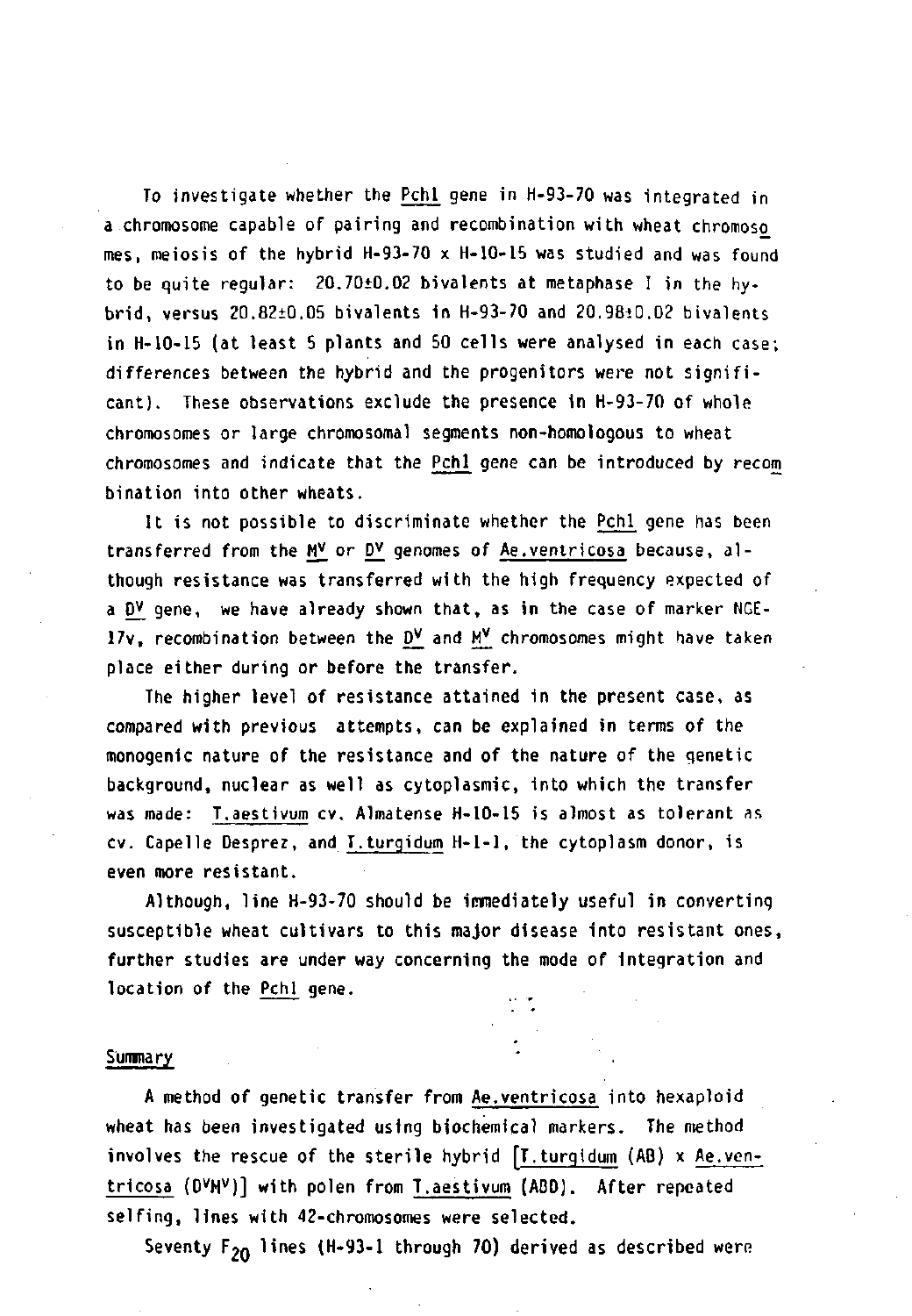To investigate whether the Pch1 gene in H-93-70 was integrated in a chromosome capable of pairing and recombination with wheat chromosomes, meiosis of the hybrid H-93-70 x H-10-15 was studied and was found to be quite regular: 20.70±0.02 bivalents at metaphase I in the hybrid, versus 20.82±0.05 bivalents in H-93-70 and 20.98±0.02 bivalents in H-10-15 (at least 5 plants and 50 cells were analysed in each case; differences between the hybrid and the progenitors were not significant). These observations exclude the presence in H-93-70 of whole chromosomes or large chromosomal segments non-homologous to wheat chromosomes and indicate that the Pch1 gene can be introduced by recombination into other wheats.

It is not possible to discriminate whether the Pch1 gene has been transferred from the $M^v$ or $D^v$ genomes of *Ae.ventricosa* because, although resistance was transferred with the high frequency expected of a $D^v$ gene, we have already shown that, as in the case of marker NGE-17v, recombination between the $D^v$ and $M^v$ chromosomes might have taken place either during or before the transfer.

The higher level of resistance attained in the present case, as compared with previous attempts, can be explained in terms of the monogenic nature of the resistance and of the nature of the genetic background, nuclear as well as cytoplasmic, into which the transfer was made: *T.aestivum* cv. Almatense H-10-15 is almost as tolerant as cv. Capelle Desprez, and *T.turgidum* H-1-1, the cytoplasm donor, is even more resistant.

Although, line H-93-70 should be immediately useful in converting susceptible wheat cultivars to this major disease into resistant ones, further studies are under way concerning the mode of integration and location of the Pch1 gene.

## Summary

A method of genetic transfer from *Ae.ventricosa* into hexaploid wheat has been investigated using biochemical markers. The method involves the rescue of the sterile hybrid [*T.turgidum* (AB) x *Ae.ventricosa* ($D^vM^v$)] with polen from *T.aestivum* (ABD). After repeated selfing, lines with 42-chromosomes were selected.

Seventy $F_{20}$ lines (H-93-1 through 70) derived as described were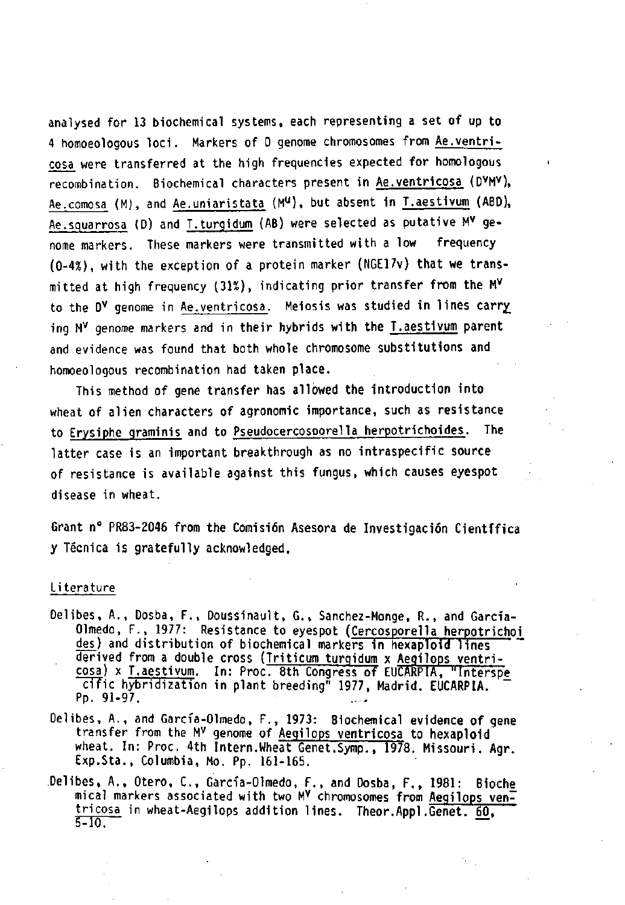analysed for 13 biochemical systems, each representing a set of up to 4 homoeologous loci. Markers of D genome chromosomes from *Ae.ventricosa* were transferred at the high frequencies expected for homologous recombination. Biochemical characters present in *Ae.ventricosa* ($D^vM^v$), *Ae.comosa* (M), and *Ae.uniaristata* ($M^u$), but absent in *T.aestivum* (ABD), *Ae.squarrosa* (D) and *T.turgidum* (AB) were selected as putative $M^v$ genome markers. These markers were transmitted with a low frequency (0-4%), with the exception of a protein marker (NGE17v) that we transmitted at high frequency (31%), indicating prior transfer from the $M^v$ to the $D^v$ genome in *Ae.ventricosa*. Meiosis was studied in lines carrying $M^v$ genome markers and in their hybrids with the *T.aestivum* parent and evidence was found that both whole chromosome substitutions and homoeologous recombination had taken place.

This method of gene transfer has allowed the introduction into wheat of alien characters of agronomic importance, such as resistance to *Erysiphe graminis* and to *Pseudocercosporella herpotrichoides*. The latter case is an important breakthrough as no intraspecific source of resistance is available against this fungus, which causes eyespot disease in wheat.

Grant n° PR83-2046 from the Comisión Asesora de Investigación Científica y Técnica is gratefully acknowledged.

## Literature

Delibes, A., Dosba, F., Doussinault, G., Sanchez-Monge, R., and García-Olmedo, F., 1977: Resistance to eyespot (*Cercosporella herpotrichoides*) and distribution of biochemical markers in hexaploid lines derived from a double cross (*Triticum turgidum* x *Aegilops ventricosa*) x *T.aestivum*. In: Proc. 8th Congress of EUCARPIA, "Interspecific hybridization in plant breeding" 1977, Madrid. EUCARPIA. Pp. 91-97.

Delibes, A., and García-Olmedo, F., 1973: Biochemical evidence of gene transfer from the $M^v$ genome of *Aegilops ventricosa* to hexaploid wheat. In: Proc. 4th Intern.Wheat Genet.Symp., 1978. Missouri. Agr. Exp.Sta., Columbia, Mo. Pp. 161-165.

Delibes, A., Otero, C., García-Olmedo, F., and Dosba, F., 1981: Biochemical markers associated with two $M^v$ chromosomes from *Aegilops ventricosa* in wheat-Aegilops addition lines. Theor.Appl.Genet. 60, 5-10.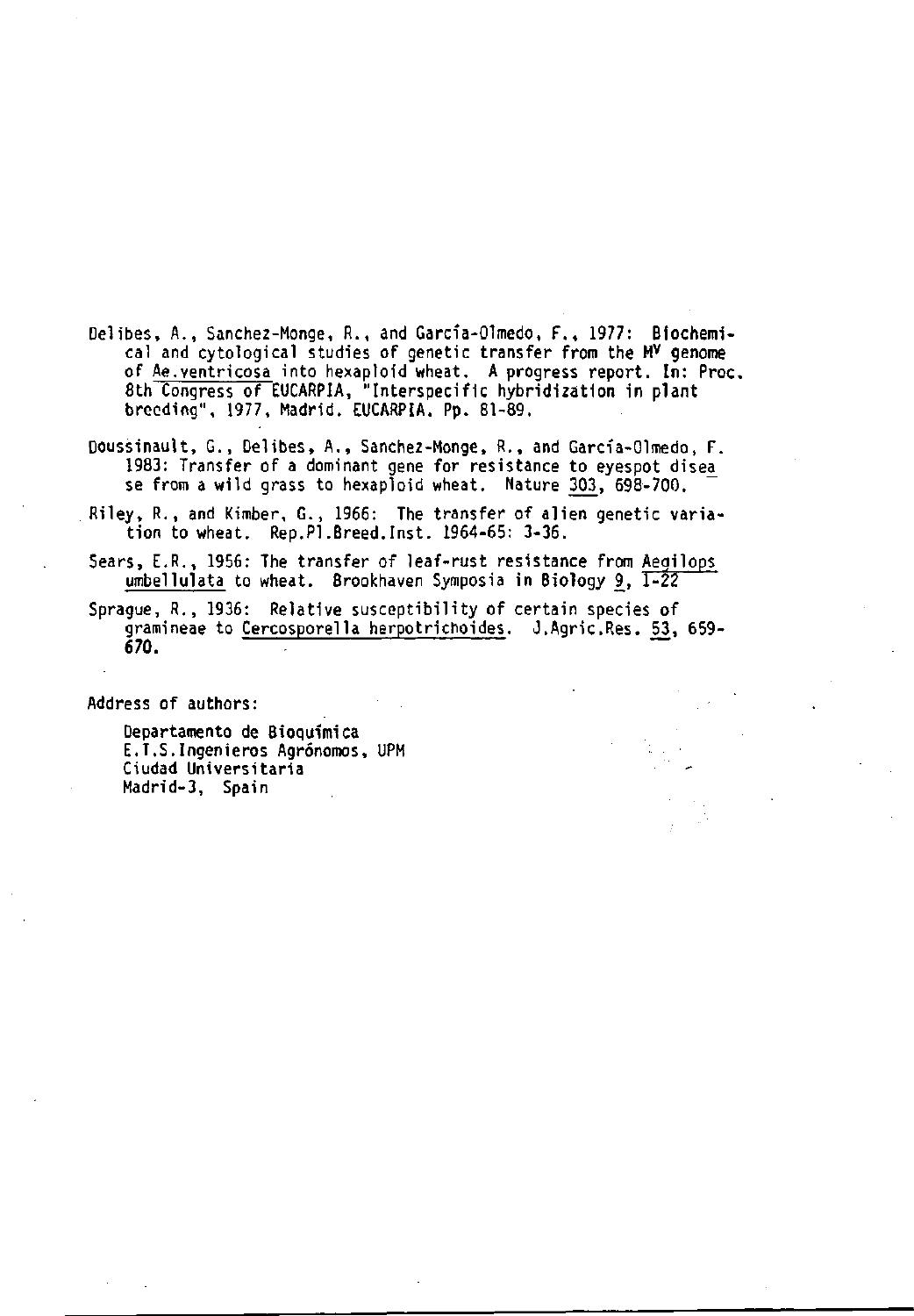Delibes, A., Sanchez-Monge, R., and García-Olmedo, F., 1977: Biochemical and cytological studies of genetic transfer from the $M^V$ genome of Ae.ventricosa into hexaploid wheat. A progress report. In: Proc. 8th Congress of EUCARPIA, "Interspecific hybridization in plant breeding", 1977, Madrid. EUCARPIA. Pp. 81-89.

Doussinault, G., Delibes, A., Sanchez-Monge, R., and García-Olmedo, F. 1983: Transfer of a dominant gene for resistance to eyespot disease from a wild grass to hexaploid wheat. Nature 303, 698-700.

Riley, R., and Kimber, G., 1966: The transfer of alien genetic variation to wheat. Rep.Pl.Breed.Inst. 1964-65: 3-36.

Sears, E.R., 1956: The transfer of leaf-rust resistance from Aegilops umbellulata to wheat. Brookhaven Symposia in Biology 9, 1-22

Sprague, R., 1936: Relative susceptibility of certain species of gramineae to Cercosporella herpotrichoides. J.Agric.Res. 53, 659-670.

Address of authors:

Departamento de Bioquímica
E.T.S.Ingenieros Agrónomos, UPM
Ciudad Universitaria
Madrid-3, Spain